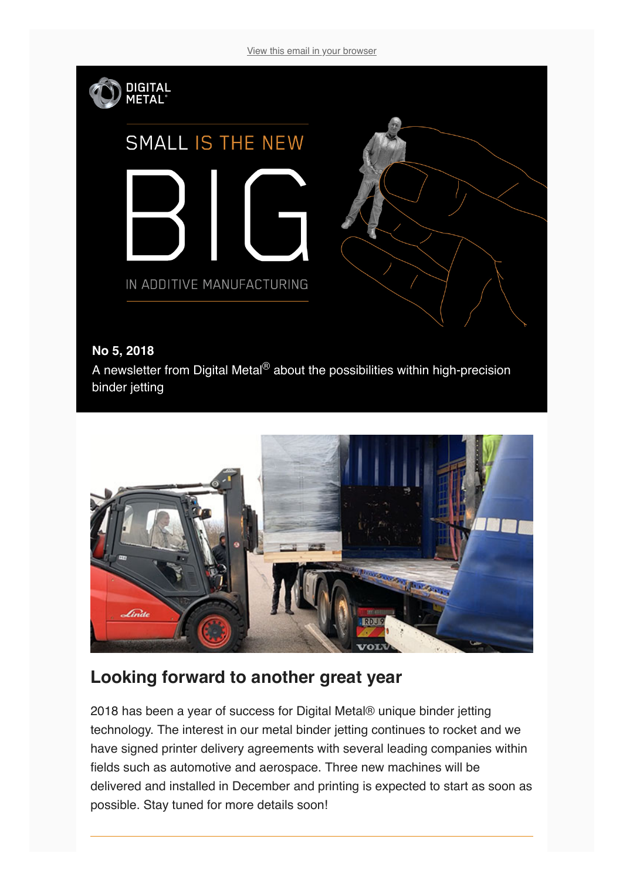View this email in your browser

DIGITAL METAL®

SMALL IS THE NEW

BIG

IN ADDITIVE MANUFACTURING

**No 5, 2018**

A newsletter from Digital Metal® about the possibilities within high-precision binder jetting

## Looking forward to another great year

2018 has been a year of success for Digital Metal® unique binder jetting technology. The interest in our metal binder jetting continues to rocket and we have signed printer delivery agreements with several leading companies within fields such as automotive and aerospace. Three new machines will be delivered and installed in December and printing is expected to start as soon as possible. Stay tuned for more details soon!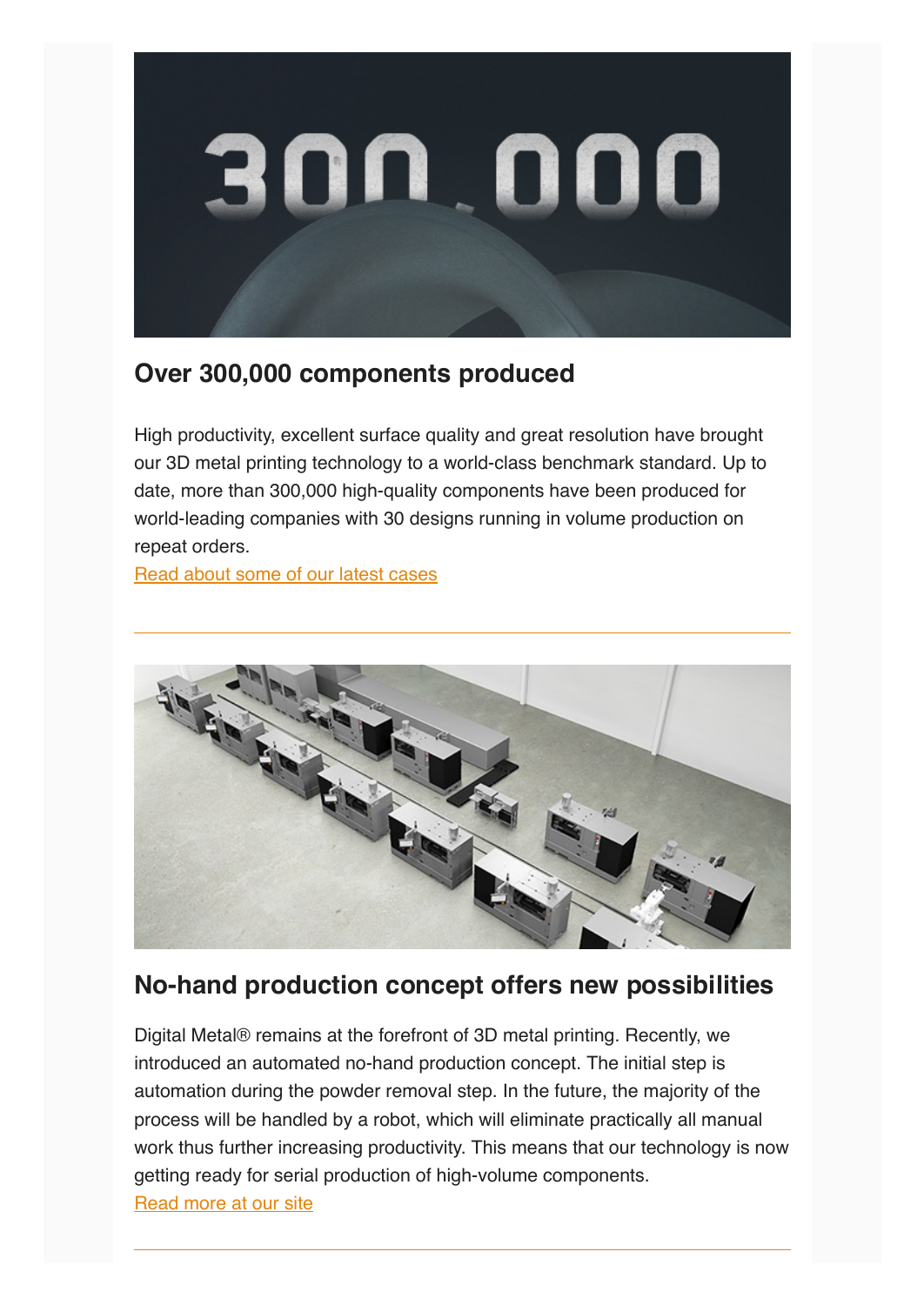## Over 300,000 components produced

High productivity, excellent surface quality and great resolution have brought our 3D metal printing technology to a world-class benchmark standard. Up to date, more than 300,000 high-quality components have been produced for world-leading companies with 30 designs running in volume production on repeat orders.
Read about some of our latest cases

---

## No-hand production concept offers new possibilities

Digital Metal® remains at the forefront of 3D metal printing. Recently, we introduced an automated no-hand production concept. The initial step is automation during the powder removal step. In the future, the majority of the process will be handled by a robot, which will eliminate practically all manual work thus further increasing productivity. This means that our technology is now getting ready for serial production of high-volume components.
Read more at our site

---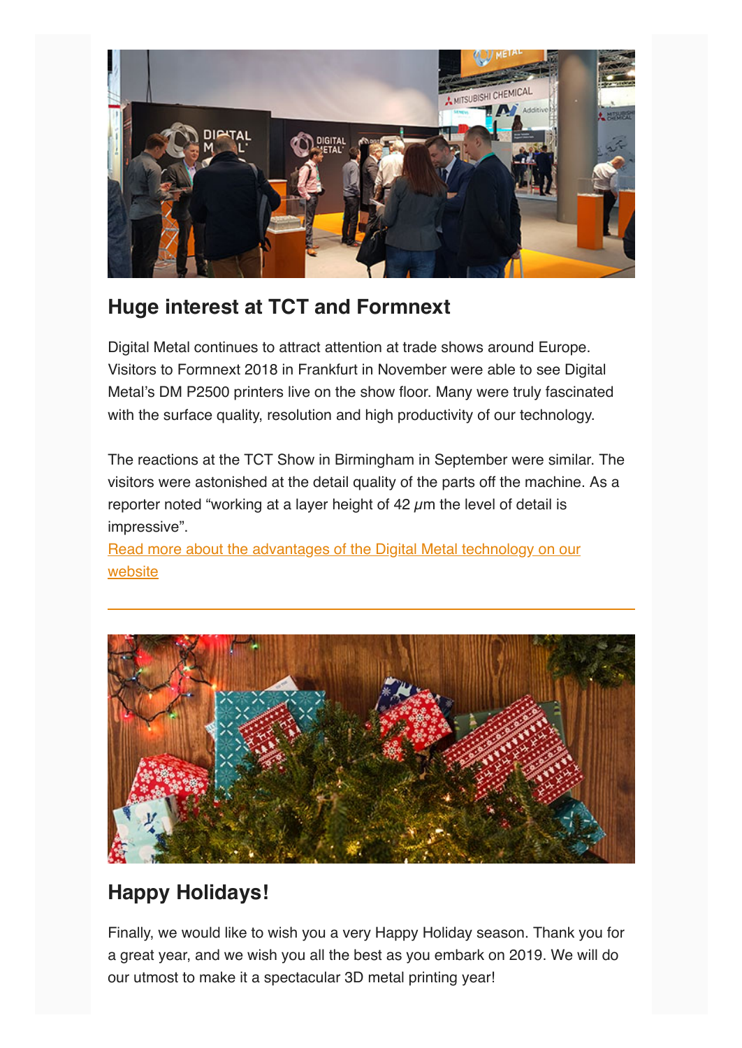## Huge interest at TCT and Formnext

Digital Metal continues to attract attention at trade shows around Europe. Visitors to Formnext 2018 in Frankfurt in November were able to see Digital Metal's DM P2500 printers live on the show floor. Many were truly fascinated with the surface quality, resolution and high productivity of our technology.

The reactions at the TCT Show in Birmingham in September were similar. The visitors were astonished at the detail quality of the parts off the machine. As a reporter noted "working at a layer height of 42 μm the level of detail is impressive".

Read more about the advantages of the Digital Metal technology on our website

---

## Happy Holidays!

Finally, we would like to wish you a very Happy Holiday season. Thank you for a great year, and we wish you all the best as you embark on 2019. We will do our utmost to make it a spectacular 3D metal printing year!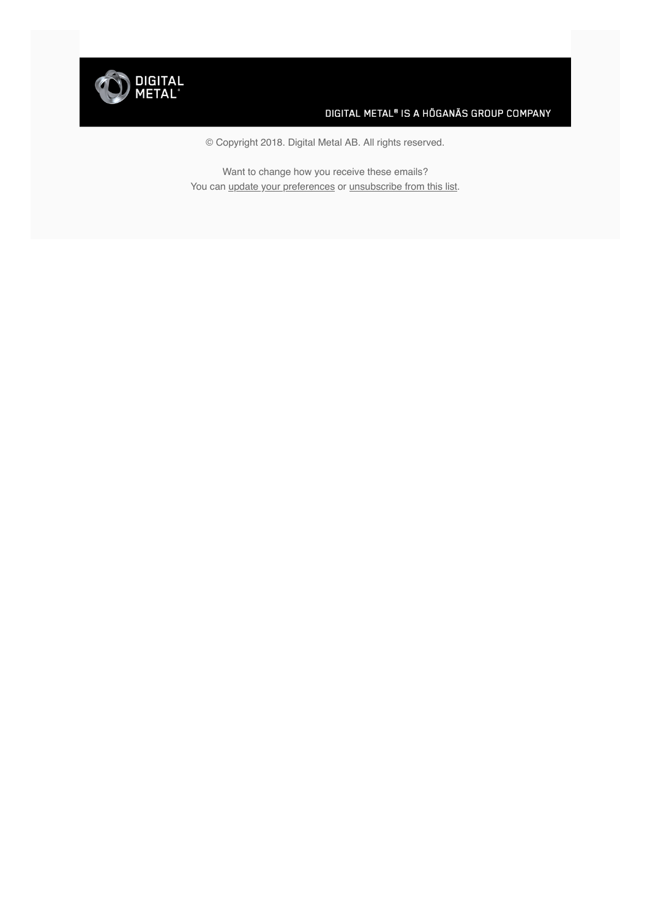DIGITAL METAL®

DIGITAL METAL® IS A HÖGANÄS GROUP COMPANY

© Copyright 2018. Digital Metal AB. All rights reserved.

Want to change how you receive these emails?
You can update your preferences or unsubscribe from this list.